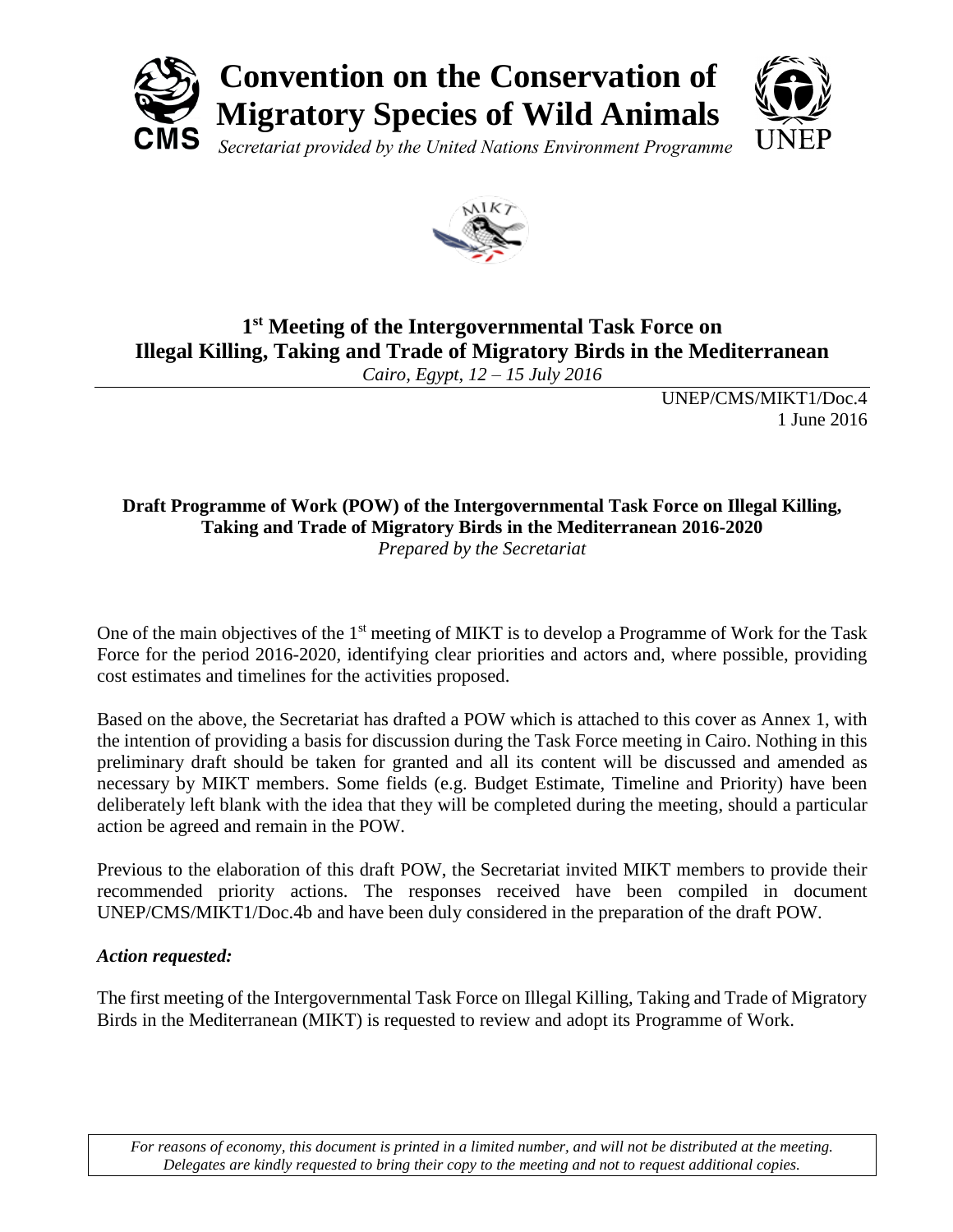# Convention on the Conservation of Migratory Species of Wild Animals

*Secretariat provided by the United Nations Environment Programme*

## 1st Meeting of the Intergovernmental Task Force on Illegal Killing, Taking and Trade of Migratory Birds in the Mediterranean

*Cairo, Egypt, 12 – 15 July 2016*

UNEP/CMS/MIKT1/Doc.4
1 June 2016

### Draft Programme of Work (POW) of the Intergovernmental Task Force on Illegal Killing, Taking and Trade of Migratory Birds in the Mediterranean 2016-2020

*Prepared by the Secretariat*

One of the main objectives of the 1st meeting of MIKT is to develop a Programme of Work for the Task Force for the period 2016-2020, identifying clear priorities and actors and, where possible, providing cost estimates and timelines for the activities proposed.

Based on the above, the Secretariat has drafted a POW which is attached to this cover as Annex 1, with the intention of providing a basis for discussion during the Task Force meeting in Cairo. Nothing in this preliminary draft should be taken for granted and all its content will be discussed and amended as necessary by MIKT members. Some fields (e.g. Budget Estimate, Timeline and Priority) have been deliberately left blank with the idea that they will be completed during the meeting, should a particular action be agreed and remain in the POW.

Previous to the elaboration of this draft POW, the Secretariat invited MIKT members to provide their recommended priority actions. The responses received have been compiled in document UNEP/CMS/MIKT1/Doc.4b and have been duly considered in the preparation of the draft POW.

***Action requested:***

The first meeting of the Intergovernmental Task Force on Illegal Killing, Taking and Trade of Migratory Birds in the Mediterranean (MIKT) is requested to review and adopt its Programme of Work.

*For reasons of economy, this document is printed in a limited number, and will not be distributed at the meeting. Delegates are kindly requested to bring their copy to the meeting and not to request additional copies.*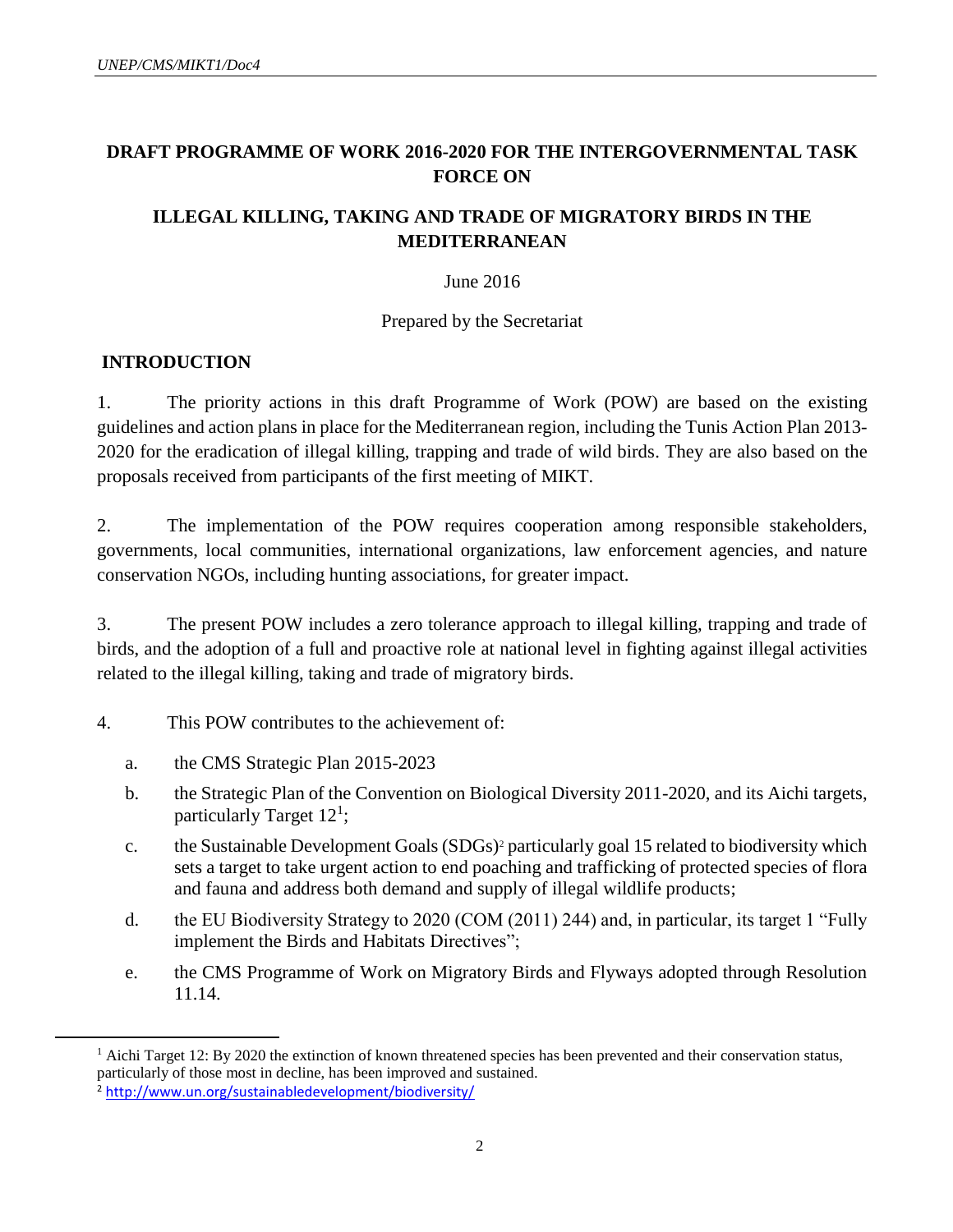# DRAFT PROGRAMME OF WORK 2016-2020 FOR THE INTERGOVERNMENTAL TASK FORCE ON

# ILLEGAL KILLING, TAKING AND TRADE OF MIGRATORY BIRDS IN THE MEDITERRANEAN

June 2016

Prepared by the Secretariat

## INTRODUCTION

1. The priority actions in this draft Programme of Work (POW) are based on the existing guidelines and action plans in place for the Mediterranean region, including the Tunis Action Plan 2013-2020 for the eradication of illegal killing, trapping and trade of wild birds. They are also based on the proposals received from participants of the first meeting of MIKT.

2. The implementation of the POW requires cooperation among responsible stakeholders, governments, local communities, international organizations, law enforcement agencies, and nature conservation NGOs, including hunting associations, for greater impact.

3. The present POW includes a zero tolerance approach to illegal killing, trapping and trade of birds, and the adoption of a full and proactive role at national level in fighting against illegal activities related to the illegal killing, taking and trade of migratory birds.

4. This POW contributes to the achievement of:

   a. the CMS Strategic Plan 2015-2023

   b. the Strategic Plan of the Convention on Biological Diversity 2011-2020, and its Aichi targets, particularly Target 12[1];

   c. the Sustainable Development Goals (SDGs)[2] particularly goal 15 related to biodiversity which sets a target to take urgent action to end poaching and trafficking of protected species of flora and fauna and address both demand and supply of illegal wildlife products;

   d. the EU Biodiversity Strategy to 2020 (COM (2011) 244) and, in particular, its target 1 "Fully implement the Birds and Habitats Directives";

   e. the CMS Programme of Work on Migratory Birds and Flyways adopted through Resolution 11.14.

---

[1] Aichi Target 12: By 2020 the extinction of known threatened species has been prevented and their conservation status, particularly of those most in decline, has been improved and sustained.

[2] http://www.un.org/sustainabledevelopment/biodiversity/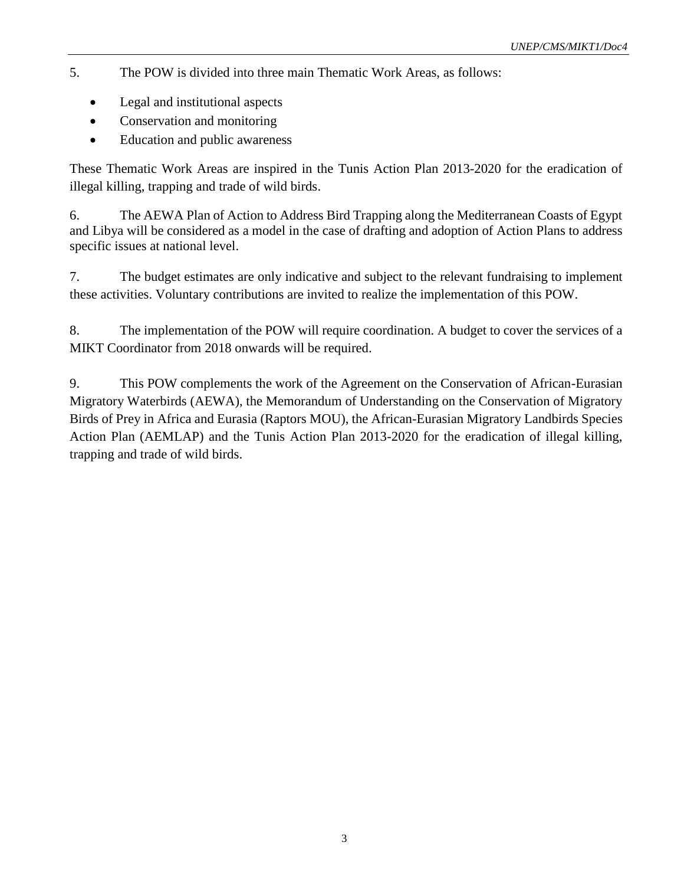5. The POW is divided into three main Thematic Work Areas, as follows:

- Legal and institutional aspects
- Conservation and monitoring
- Education and public awareness

These Thematic Work Areas are inspired in the Tunis Action Plan 2013-2020 for the eradication of illegal killing, trapping and trade of wild birds.

6. The AEWA Plan of Action to Address Bird Trapping along the Mediterranean Coasts of Egypt and Libya will be considered as a model in the case of drafting and adoption of Action Plans to address specific issues at national level.

7. The budget estimates are only indicative and subject to the relevant fundraising to implement these activities. Voluntary contributions are invited to realize the implementation of this POW.

8. The implementation of the POW will require coordination. A budget to cover the services of a MIKT Coordinator from 2018 onwards will be required.

9. This POW complements the work of the Agreement on the Conservation of African-Eurasian Migratory Waterbirds (AEWA), the Memorandum of Understanding on the Conservation of Migratory Birds of Prey in Africa and Eurasia (Raptors MOU), the African-Eurasian Migratory Landbirds Species Action Plan (AEMLAP) and the Tunis Action Plan 2013-2020 for the eradication of illegal killing, trapping and trade of wild birds.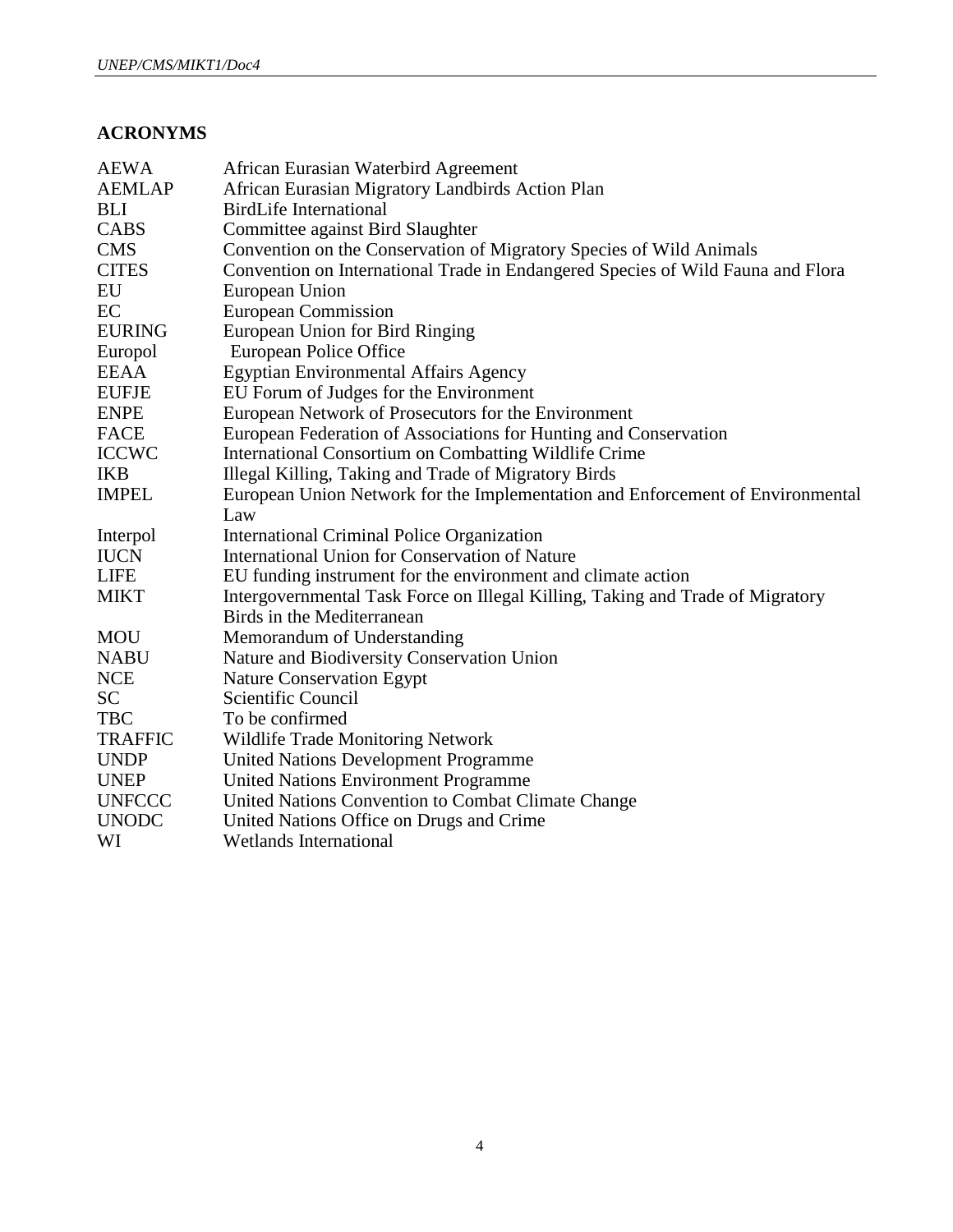## ACRONYMS

| | |
|---|---|
| AEWA | African Eurasian Waterbird Agreement |
| AEMLAP | African Eurasian Migratory Landbirds Action Plan |
| BLI | BirdLife International |
| CABS | Committee against Bird Slaughter |
| CMS | Convention on the Conservation of Migratory Species of Wild Animals |
| CITES | Convention on International Trade in Endangered Species of Wild Fauna and Flora |
| EU | European Union |
| EC | European Commission |
| EURING | European Union for Bird Ringing |
| Europol | European Police Office |
| EEAA | Egyptian Environmental Affairs Agency |
| EUFJE | EU Forum of Judges for the Environment |
| ENPE | European Network of Prosecutors for the Environment |
| FACE | European Federation of Associations for Hunting and Conservation |
| ICCWC | International Consortium on Combatting Wildlife Crime |
| IKB | Illegal Killing, Taking and Trade of Migratory Birds |
| IMPEL | European Union Network for the Implementation and Enforcement of Environmental Law |
| Interpol | International Criminal Police Organization |
| IUCN | International Union for Conservation of Nature |
| LIFE | EU funding instrument for the environment and climate action |
| MIKT | Intergovernmental Task Force on Illegal Killing, Taking and Trade of Migratory Birds in the Mediterranean |
| MOU | Memorandum of Understanding |
| NABU | Nature and Biodiversity Conservation Union |
| NCE | Nature Conservation Egypt |
| SC | Scientific Council |
| TBC | To be confirmed |
| TRAFFIC | Wildlife Trade Monitoring Network |
| UNDP | United Nations Development Programme |
| UNEP | United Nations Environment Programme |
| UNFCCC | United Nations Convention to Combat Climate Change |
| UNODC | United Nations Office on Drugs and Crime |
| WI | Wetlands International |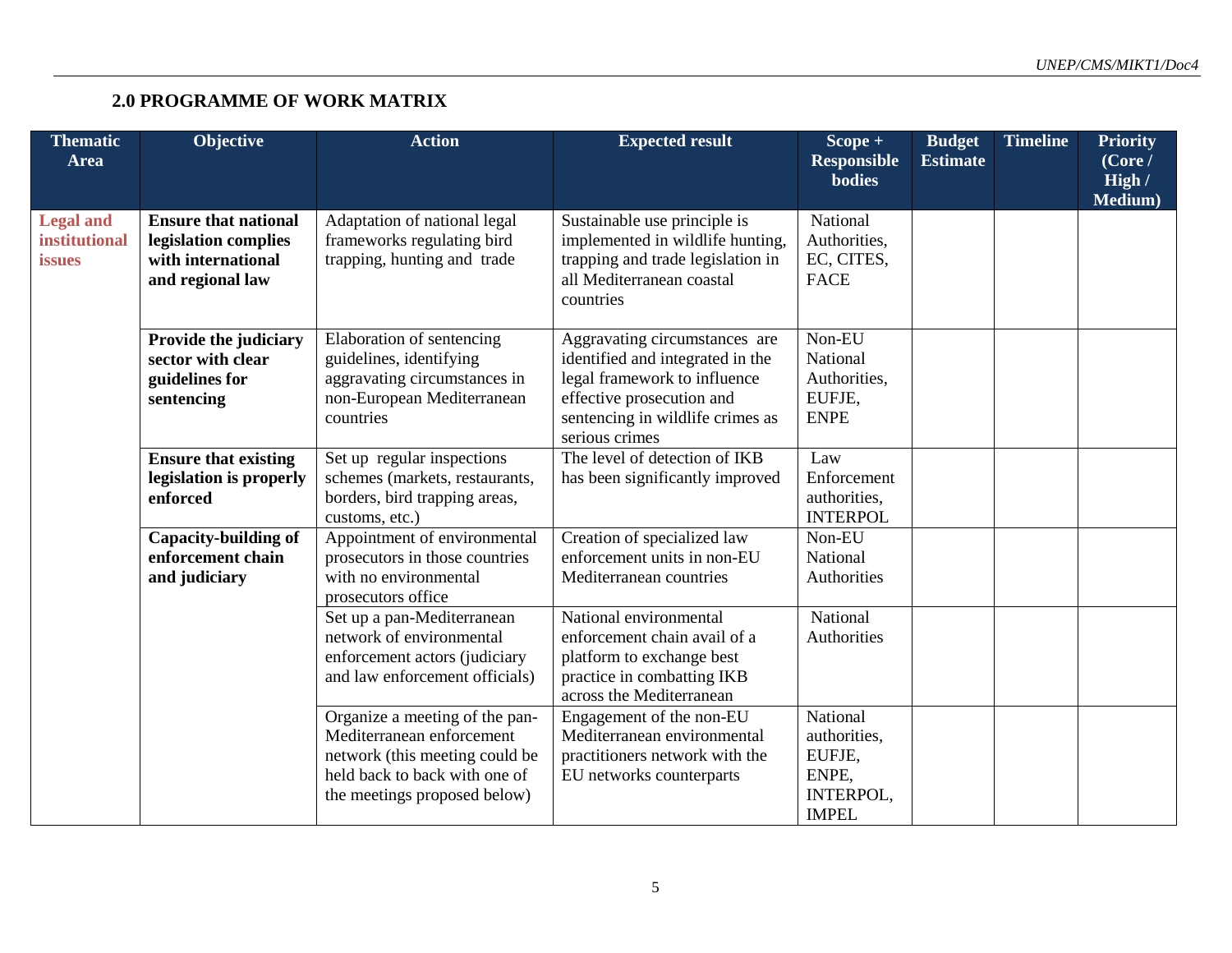## 2.0 PROGRAMME OF WORK MATRIX

| Thematic Area | Objective | Action | Expected result | Scope + Responsible bodies | Budget Estimate | Timeline | Priority (Core / High / Medium) |
|---|---|---|---|---|---|---|---|
| Legal and institutional issues | **Ensure that national legislation complies with international and regional law** | Adaptation of national legal frameworks regulating bird trapping, hunting and trade | Sustainable use principle is implemented in wildlife hunting, trapping and trade legislation in all Mediterranean coastal countries | National Authorities, EC, CITES, FACE | | | |
| | **Provide the judiciary sector with clear guidelines for sentencing** | Elaboration of sentencing guidelines, identifying aggravating circumstances in non-European Mediterranean countries | Aggravating circumstances are identified and integrated in the legal framework to influence effective prosecution and sentencing in wildlife crimes as serious crimes | Non-EU National Authorities, EUFJE, ENPE | | | |
| | **Ensure that existing legislation is properly enforced** | Set up regular inspections schemes (markets, restaurants, borders, bird trapping areas, customs, etc.) | The level of detection of IKB has been significantly improved | Law Enforcement authorities, INTERPOL | | | |
| | **Capacity-building of enforcement chain and judiciary** | Appointment of environmental prosecutors in those countries with no environmental prosecutors office | Creation of specialized law enforcement units in non-EU Mediterranean countries | Non-EU National Authorities | | | |
| | | Set up a pan-Mediterranean network of environmental enforcement actors (judiciary and law enforcement officials) | National environmental enforcement chain avail of a platform to exchange best practice in combatting IKB across the Mediterranean | National Authorities | | | |
| | | Organize a meeting of the pan-Mediterranean enforcement network (this meeting could be held back to back with one of the meetings proposed below) | Engagement of the non-EU Mediterranean environmental practitioners network with the EU networks counterparts | National authorities, EUFJE, ENPE, INTERPOL, IMPEL | | | |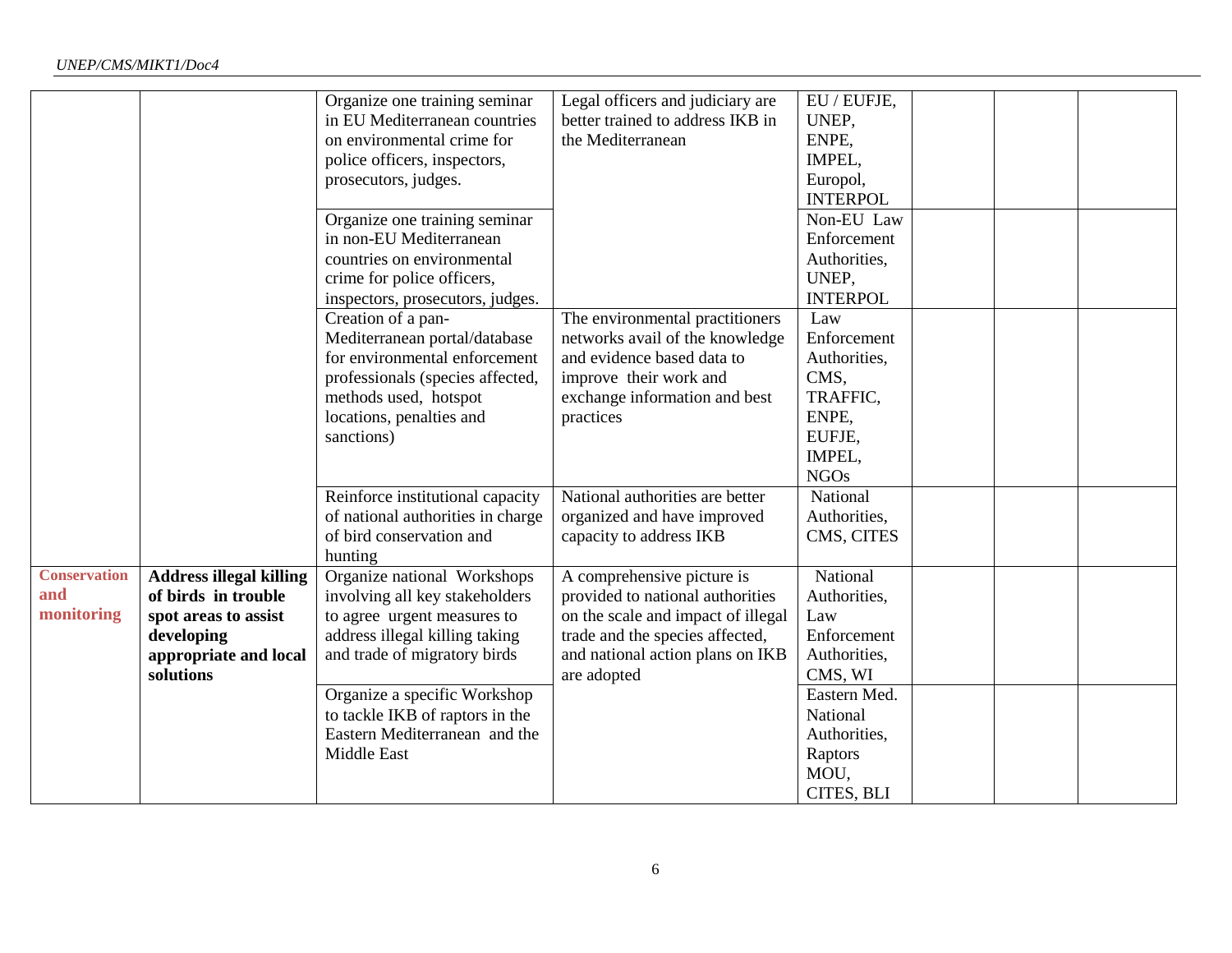| | | | | | | | |
|---|---|---|---|---|---|---|---|
| | | Organize one training seminar in EU Mediterranean countries on environmental crime for police officers, inspectors, prosecutors, judges. | Legal officers and judiciary are better trained to address IKB in the Mediterranean | EU / EUFJE, UNEP, ENPE, IMPEL, Europol, INTERPOL | | | |
| | | Organize one training seminar in non-EU Mediterranean countries on environmental crime for police officers, inspectors, prosecutors, judges. | | Non-EU Law Enforcement Authorities, UNEP, INTERPOL | | | |
| | | Creation of a pan-Mediterranean portal/database for environmental enforcement professionals (species affected, methods used, hotspot locations, penalties and sanctions) | The environmental practitioners networks avail of the knowledge and evidence based data to improve their work and exchange information and best practices | Law Enforcement Authorities, CMS, TRAFFIC, ENPE, EUFJE, IMPEL, NGOs | | | |
| | | Reinforce institutional capacity of national authorities in charge of bird conservation and hunting | National authorities are better organized and have improved capacity to address IKB | National Authorities, CMS, CITES | | | |
| **Conservation and monitoring** | **Address illegal killing of birds in trouble spot areas to assist developing appropriate and local solutions** | Organize national Workshops involving all key stakeholders to agree urgent measures to address illegal killing taking and trade of migratory birds | A comprehensive picture is provided to national authorities on the scale and impact of illegal trade and the species affected, and national action plans on IKB are adopted | National Authorities, Law Enforcement Authorities, CMS, WI | | | |
| | | Organize a specific Workshop to tackle IKB of raptors in the Eastern Mediterranean and the Middle East | | Eastern Med. National Authorities, Raptors MOU, CITES, BLI | | | |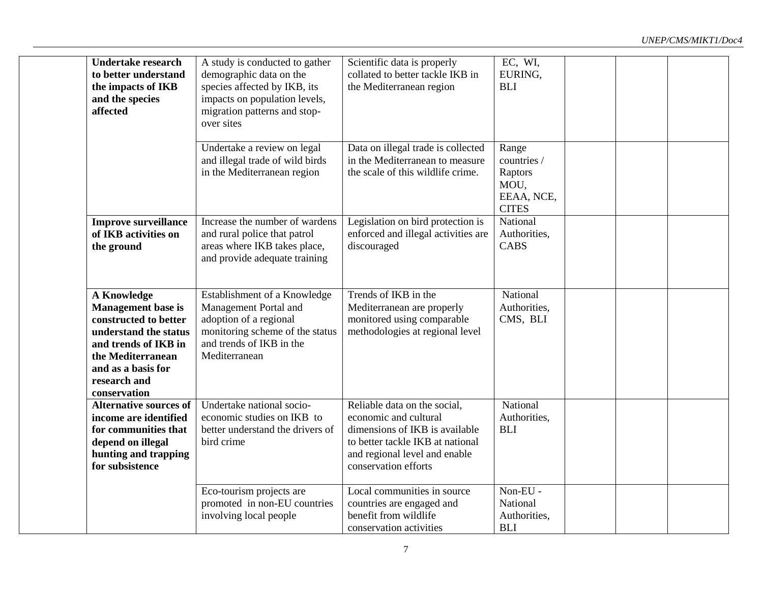| | | | | | | | |
|---|---|---|---|---|---|---|---|
| | **Undertake research to better understand the impacts of IKB and the species affected** | A study is conducted to gather demographic data on the species affected by IKB, its impacts on population levels, migration patterns and stop-over sites | Scientific data is properly collated to better tackle IKB in the Mediterranean region | EC, WI, EURING, BLI | | | |
| | | Undertake a review on legal and illegal trade of wild birds in the Mediterranean region | Data on illegal trade is collected in the Mediterranean to measure the scale of this wildlife crime. | Range countries / Raptors MOU, EEAA, NCE, CITES | | | |
| | **Improve surveillance of IKB activities on the ground** | Increase the number of wardens and rural police that patrol areas where IKB takes place, and provide adequate training | Legislation on bird protection is enforced and illegal activities are discouraged | National Authorities, CABS | | | |
| | **A Knowledge Management base is constructed to better understand the status and trends of IKB in the Mediterranean and as a basis for research and conservation** | Establishment of a Knowledge Management Portal and adoption of a regional monitoring scheme of the status and trends of IKB in the Mediterranean | Trends of IKB in the Mediterranean are properly monitored using comparable methodologies at regional level | National Authorities, CMS, BLI | | | |
| | **Alternative sources of income are identified for communities that depend on illegal hunting and trapping for subsistence** | Undertake national socio-economic studies on IKB to better understand the drivers of bird crime | Reliable data on the social, economic and cultural dimensions of IKB is available to better tackle IKB at national and regional level and enable conservation efforts | National Authorities, BLI | | | |
| | | Eco-tourism projects are promoted in non-EU countries involving local people | Local communities in source countries are engaged and benefit from wildlife conservation activities | Non-EU - National Authorities, BLI | | | |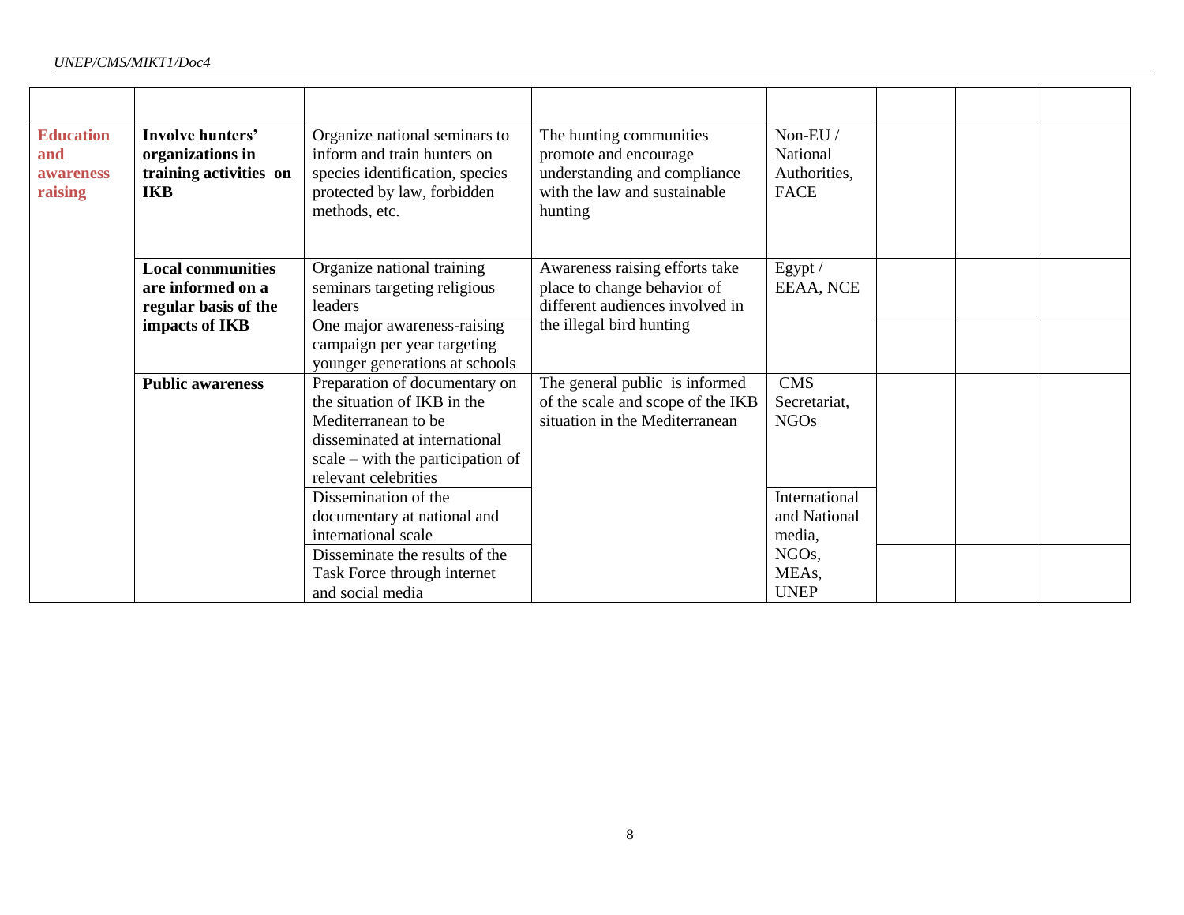| | | | | | | | |
|---|---|---|---|---|---|---|---|
| | | | | | | | |
| **Education and awareness raising** | **Involve hunters' organizations in training activities on IKB** | Organize national seminars to inform and train hunters on species identification, species protected by law, forbidden methods, etc. | The hunting communities promote and encourage understanding and compliance with the law and sustainable hunting | Non-EU / National Authorities, FACE | | | |
| | **Local communities are informed on a regular basis of the impacts of IKB** | Organize national training seminars targeting religious leaders | Awareness raising efforts take place to change behavior of different audiences involved in the illegal bird hunting | Egypt / EEAA, NCE | | | |
| | | One major awareness-raising campaign per year targeting younger generations at schools | | | | | |
| | **Public awareness** | Preparation of documentary on the situation of IKB in the Mediterranean to be disseminated at international scale – with the participation of relevant celebrities | The general public is informed of the scale and scope of the IKB situation in the Mediterranean | CMS Secretariat, NGOs | | | |
| | | Dissemination of the documentary at national and international scale | | International and National media, NGOs, MEAs, UNEP | | | |
| | | Disseminate the results of the Task Force through internet and social media | | | | | |